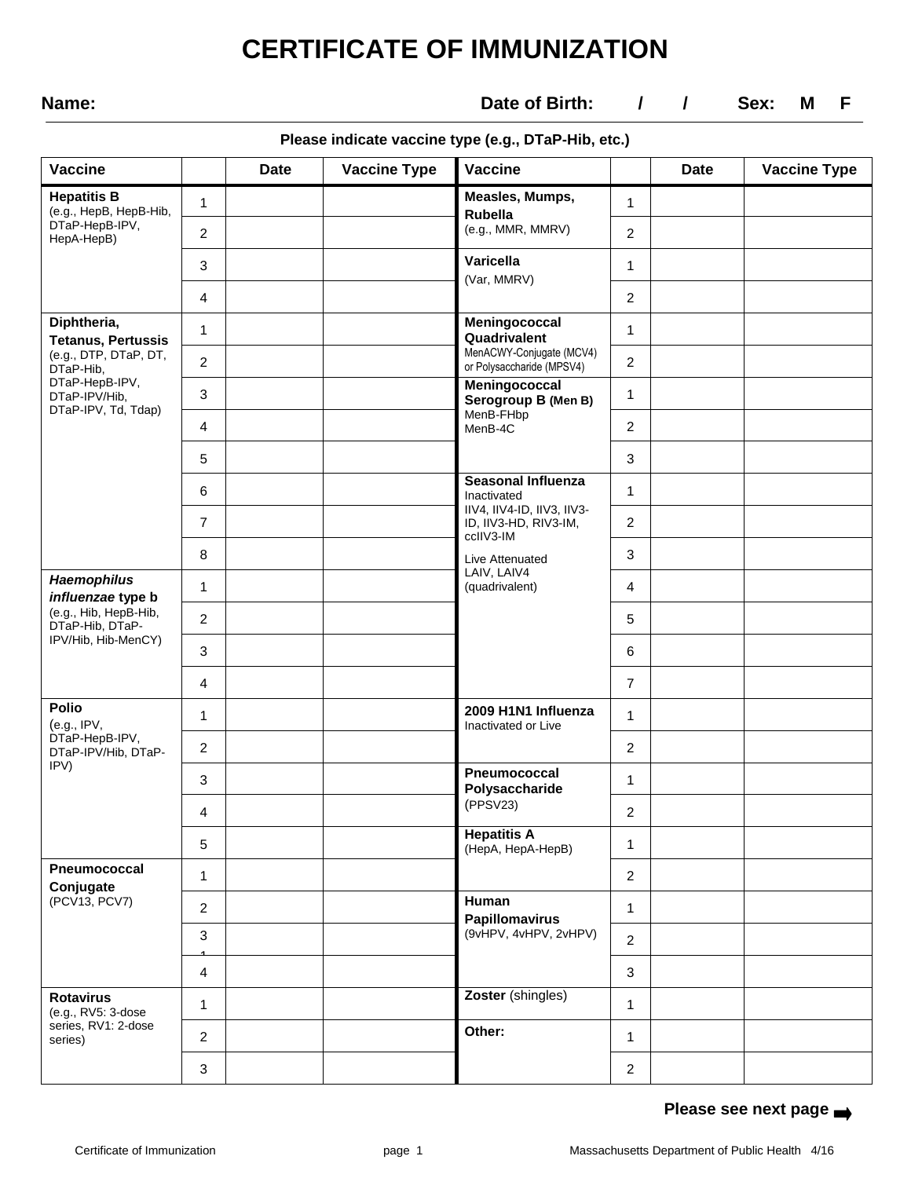# CERTIFICATE OF IMMUNIZATION

**Name:** **Date of Birth:** / / **Sex:** M F

**Please indicate vaccine type (e.g., DTaP-Hib, etc.)**

| Vaccine | | Date | Vaccine Type | Vaccine | | Date | Vaccine Type |
|---|---|---|---|---|---|---|---|
| **Hepatitis B** (e.g., HepB, HepB-Hib, DTaP-HepB-IPV, HepA-HepB) | 1 | | | **Measles, Mumps, Rubella** (e.g., MMR, MMRV) | 1 | | |
| | 2 | | | | 2 | | |
| | 3 | | | **Varicella** (Var, MMRV) | 1 | | |
| | 4 | | | | 2 | | |
| **Diphtheria, Tetanus, Pertussis** (e.g., DTP, DTaP, DT, DTaP-Hib, DTaP-HepB-IPV, DTaP-IPV/Hib, DTaP-IPV, Td, Tdap) | 1 | | | **Meningococcal Quadrivalent** MenACWY-Conjugate (MCV4) or Polysaccharide (MPSV4) | 1 | | |
| | 2 | | | | 2 | | |
| | 3 | | | **Meningococcal Serogroup B (Men B)** MenB-FHbp MenB-4C | 1 | | |
| | 4 | | | | 2 | | |
| | 5 | | | | 3 | | |
| | 6 | | | **Seasonal Influenza** Inactivated IIV4, IIV4-ID, IIV3, IIV3-ID, IIV3-HD, RIV3-IM, ccIIV3-IM Live Attenuated LAIV, LAIV4 (quadrivalent) | 1 | | |
| | 7 | | | | 2 | | |
| | 8 | | | | 3 | | |
| ***Haemophilus influenzae* type b** (e.g., Hib, HepB-Hib, DTaP-Hib, DTaP-IPV/Hib, Hib-MenCY) | 1 | | | | 4 | | |
| | 2 | | | | 5 | | |
| | 3 | | | | 6 | | |
| | 4 | | | | 7 | | |
| **Polio** (e.g., IPV, DTaP-HepB-IPV, DTaP-IPV/Hib, DTaP-IPV) | 1 | | | **2009 H1N1 Influenza** Inactivated or Live | 1 | | |
| | 2 | | | | 2 | | |
| | 3 | | | **Pneumococcal Polysaccharide** (PPSV23) | 1 | | |
| | 4 | | | | 2 | | |
| | 5 | | | **Hepatitis A** (HepA, HepA-HepB) | 1 | | |
| **Pneumococcal Conjugate** (PCV13, PCV7) | 1 | | | | 2 | | |
| | 2 | | | **Human Papillomavirus** (9vHPV, 4vHPV, 2vHPV) | 1 | | |
| | 3 | | | | 2 | | |
| | 4 | | | | 3 | | |
| **Rotavirus** (e.g., RV5: 3-dose series, RV1: 2-dose series) | 1 | | | **Zoster** (shingles) | 1 | | |
| | 2 | | | **Other:** | 1 | | |
| | 3 | | | | 2 | | |

**Please see next page ➡**

Certificate of Immunization Massachusetts Department of Public Health 4/16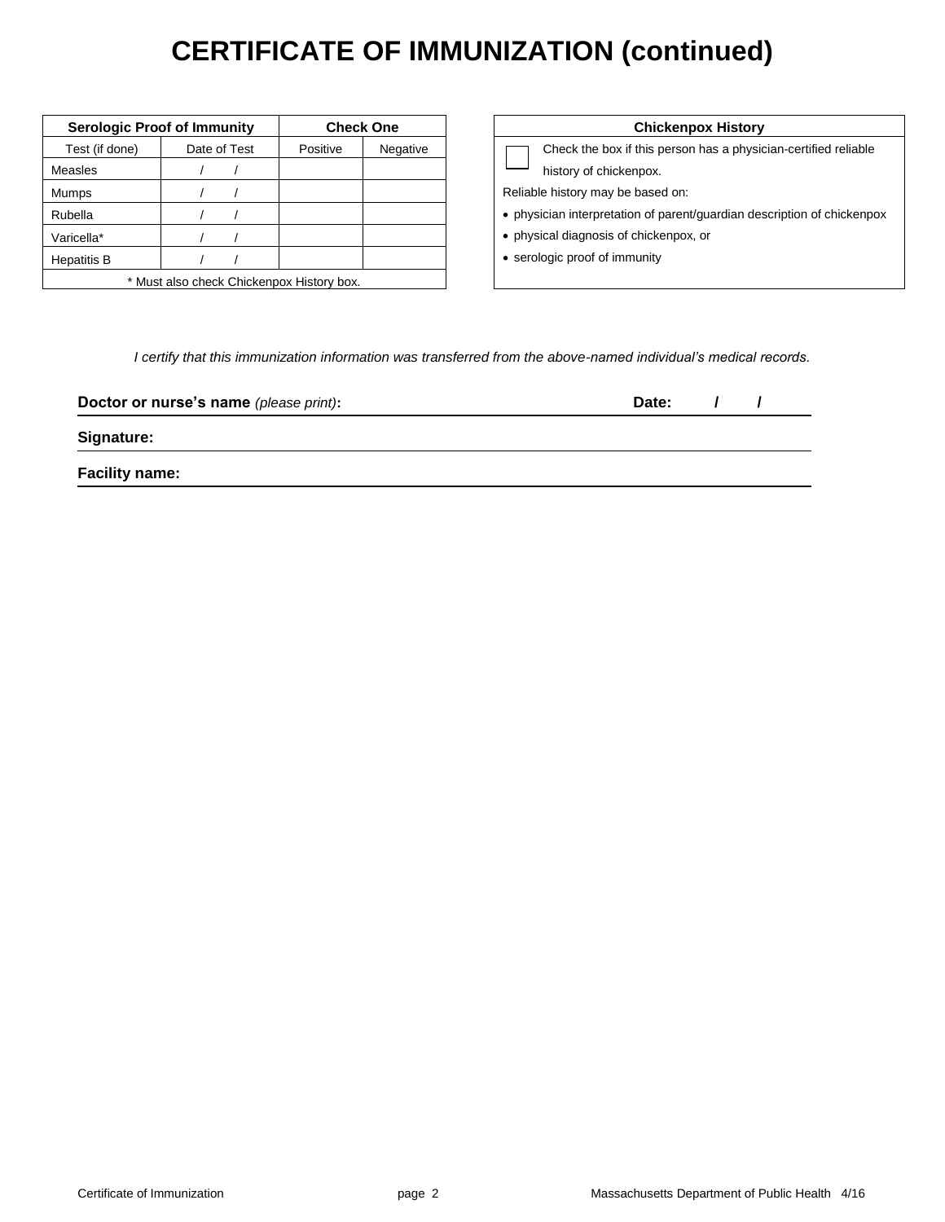# CERTIFICATE OF IMMUNIZATION (continued)

| Serologic Proof of Immunity | | Check One | |
|---|---|---|---|
| Test (if done) | Date of Test | Positive | Negative |
| Measles | / / | | |
| Mumps | / / | | |
| Rubella | / / | | |
| Varicella* | / / | | |
| Hepatitis B | / / | | |

\* Must also check Chickenpox History box.

**Chickenpox History**

☐ Check the box if this person has a physician-certified reliable history of chickenpox.

Reliable history may be based on:

- physician interpretation of parent/guardian description of chickenpox
- physical diagnosis of chickenpox, or
- serologic proof of immunity

*I certify that this immunization information was transferred from the above-named individual's medical records.*

**Doctor or nurse's name** *(please print)***:** ______________________ **Date:** / /

**Signature:** ______________________

**Facility name:** ______________________